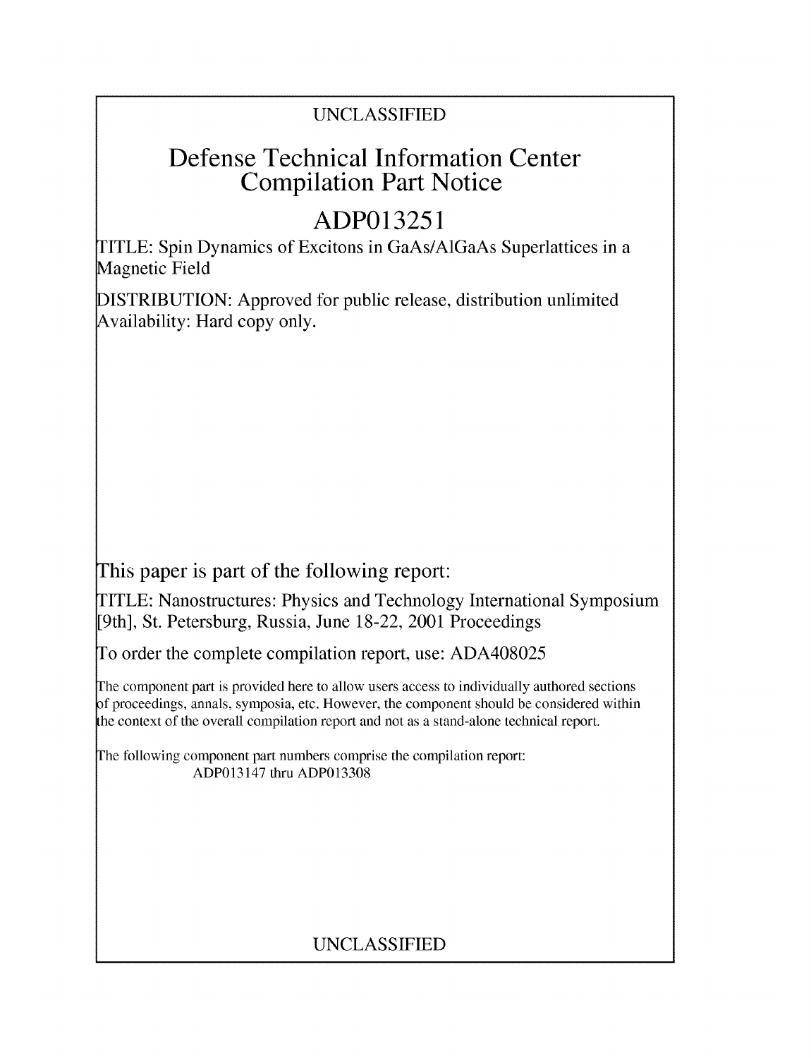UNCLASSIFIED

# Defense Technical Information Center Compilation Part Notice

## ADP013251

TITLE: Spin Dynamics of Excitons in GaAs/AlGaAs Superlattices in a Magnetic Field

DISTRIBUTION: Approved for public release, distribution unlimited
Availability: Hard copy only.

This paper is part of the following report:

TITLE: Nanostructures: Physics and Technology International Symposium [9th], St. Petersburg, Russia, June 18-22, 2001 Proceedings

To order the complete compilation report, use: ADA408025

The component part is provided here to allow users access to individually authored sections of proceedings, annals, symposia, etc. However, the component should be considered within the context of the overall compilation report and not as a stand-alone technical report.

The following component part numbers comprise the compilation report:
ADP013147 thru ADP013308

UNCLASSIFIED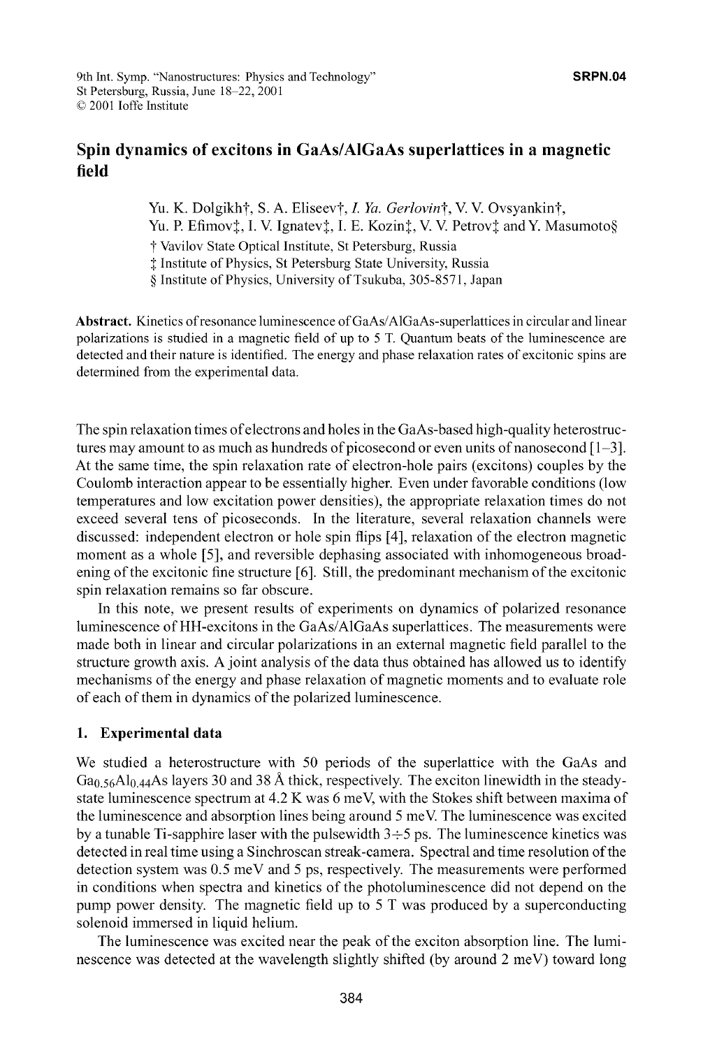# Spin dynamics of excitons in GaAs/AlGaAs superlattices in a magnetic field

Yu. K. Dolgikh†, S. A. Eliseev†, *I. Ya. Gerlovin*†, V. V. Ovsyankin†,
Yu. P. Efimov‡, I. V. Ignatev‡, I. E. Kozin‡, V. V. Petrov‡ and Y. Masumoto§

† Vavilov State Optical Institute, St Petersburg, Russia
‡ Institute of Physics, St Petersburg State University, Russia
§ Institute of Physics, University of Tsukuba, 305-8571, Japan

**Abstract.** Kinetics of resonance luminescence of GaAs/AlGaAs-superlattices in circular and linear polarizations is studied in a magnetic field of up to 5 T. Quantum beats of the luminescence are detected and their nature is identified. The energy and phase relaxation rates of excitonic spins are determined from the experimental data.

The spin relaxation times of electrons and holes in the GaAs-based high-quality heterostructures may amount to as much as hundreds of picosecond or even units of nanosecond [1–3]. At the same time, the spin relaxation rate of electron-hole pairs (excitons) couples by the Coulomb interaction appear to be essentially higher. Even under favorable conditions (low temperatures and low excitation power densities), the appropriate relaxation times do not exceed several tens of picoseconds. In the literature, several relaxation channels were discussed: independent electron or hole spin flips [4], relaxation of the electron magnetic moment as a whole [5], and reversible dephasing associated with inhomogeneous broadening of the excitonic fine structure [6]. Still, the predominant mechanism of the excitonic spin relaxation remains so far obscure.

In this note, we present results of experiments on dynamics of polarized resonance luminescence of HH-excitons in the GaAs/AlGaAs superlattices. The measurements were made both in linear and circular polarizations in an external magnetic field parallel to the structure growth axis. A joint analysis of the data thus obtained has allowed us to identify mechanisms of the energy and phase relaxation of magnetic moments and to evaluate role of each of them in dynamics of the polarized luminescence.

## 1. Experimental data

We studied a heterostructure with 50 periods of the superlattice with the GaAs and $Ga_{0.56}Al_{0.44}As$ layers 30 and 38 Å thick, respectively. The exciton linewidth in the steady-state luminescence spectrum at 4.2 K was 6 meV, with the Stokes shift between maxima of the luminescence and absorption lines being around 5 meV. The luminescence was excited by a tunable Ti-sapphire laser with the pulsewidth 3÷5 ps. The luminescence kinetics was detected in real time using a Sinchroscan streak-camera. Spectral and time resolution of the detection system was 0.5 meV and 5 ps, respectively. The measurements were performed in conditions when spectra and kinetics of the photoluminescence did not depend on the pump power density. The magnetic field up to 5 T was produced by a superconducting solenoid immersed in liquid helium.

The luminescence was excited near the peak of the exciton absorption line. The luminescence was detected at the wavelength slightly shifted (by around 2 meV) toward long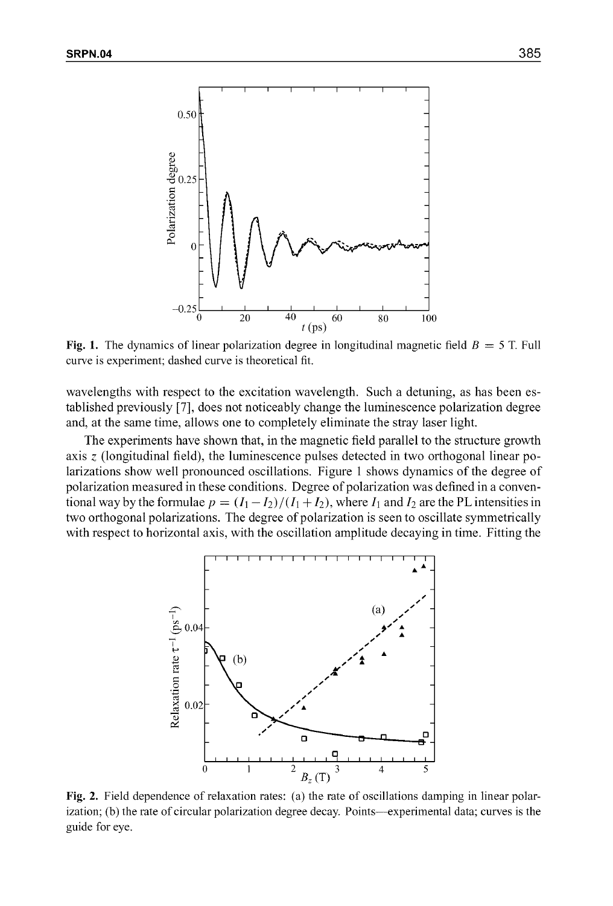**Fig. 1.** The dynamics of linear polarization degree in longitudinal magnetic field $B = 5$ T. Full curve is experiment; dashed curve is theoretical fit.

wavelengths with respect to the excitation wavelength. Such a detuning, as has been established previously [7], does not noticeably change the luminescence polarization degree and, at the same time, allows one to completely eliminate the stray laser light.

The experiments have shown that, in the magnetic field parallel to the structure growth axis $z$ (longitudinal field), the luminescence pulses detected in two orthogonal linear polarizations show well pronounced oscillations. Figure 1 shows dynamics of the degree of polarization measured in these conditions. Degree of polarization was defined in a conventional way by the formulae $p = (I_1 - I_2)/(I_1 + I_2)$, where $I_1$ and $I_2$ are the PL intensities in two orthogonal polarizations. The degree of polarization is seen to oscillate symmetrically with respect to horizontal axis, with the oscillation amplitude decaying in time. Fitting the

**Fig. 2.** Field dependence of relaxation rates: (a) the rate of oscillations damping in linear polarization; (b) the rate of circular polarization degree decay. Points—experimental data; curves is the guide for eye.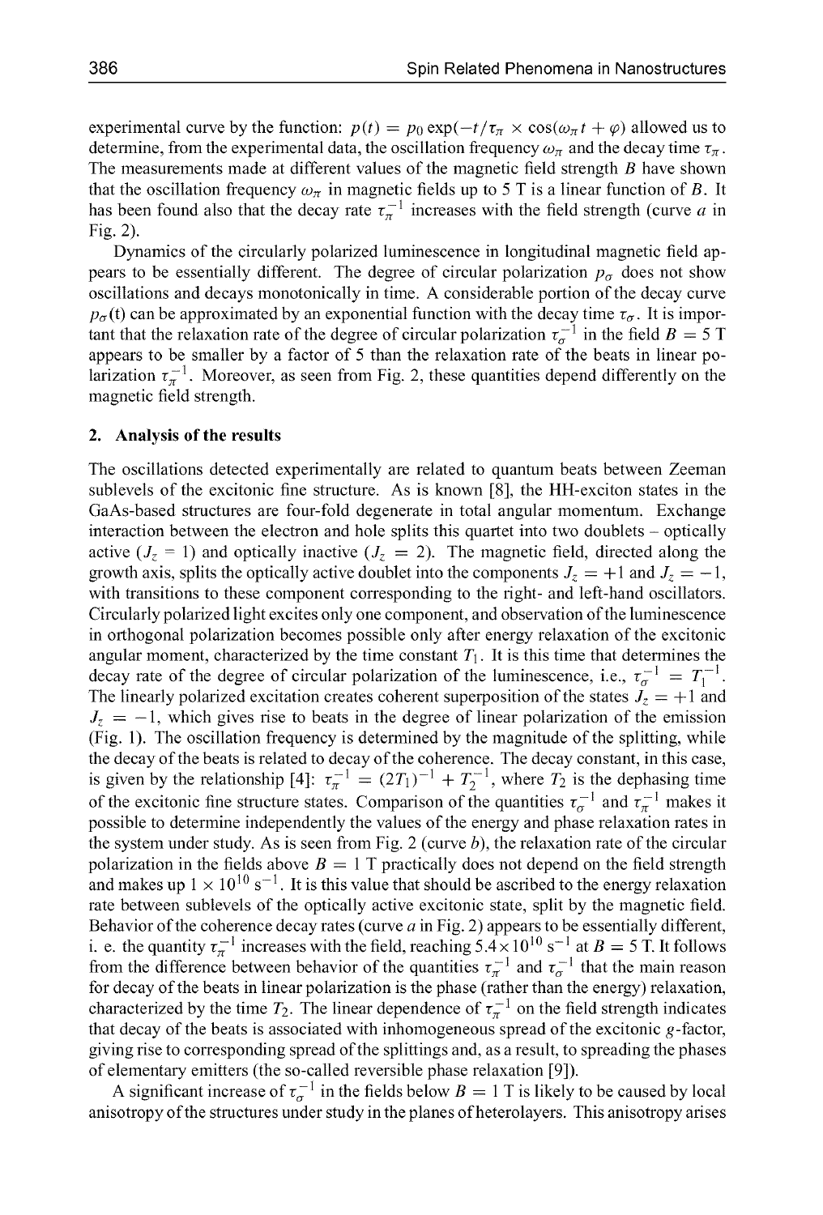experimental curve by the function: $p(t) = p_0 \exp(-t/\tau_\pi \times \cos(\omega_\pi t + \varphi)$ allowed us to determine, from the experimental data, the oscillation frequency $\omega_\pi$ and the decay time $\tau_\pi$. The measurements made at different values of the magnetic field strength $B$ have shown that the oscillation frequency $\omega_\pi$ in magnetic fields up to 5 T is a linear function of $B$. It has been found also that the decay rate $\tau_\pi^{-1}$ increases with the field strength (curve $a$ in Fig. 2).

Dynamics of the circularly polarized luminescence in longitudinal magnetic field appears to be essentially different. The degree of circular polarization $p_\sigma$ does not show oscillations and decays monotonically in time. A considerable portion of the decay curve $p_\sigma$(t) can be approximated by an exponential function with the decay time $\tau_\sigma$. It is important that the relaxation rate of the degree of circular polarization $\tau_\sigma^{-1}$ in the field $B = 5$ T appears to be smaller by a factor of 5 than the relaxation rate of the beats in linear polarization $\tau_\pi^{-1}$. Moreover, as seen from Fig. 2, these quantities depend differently on the magnetic field strength.

## 2. Analysis of the results

The oscillations detected experimentally are related to quantum beats between Zeeman sublevels of the excitonic fine structure. As is known [8], the HH-exciton states in the GaAs-based structures are four-fold degenerate in total angular momentum. Exchange interaction between the electron and hole splits this quartet into two doublets – optically active ($J_z = 1$) and optically inactive ($J_z = 2$). The magnetic field, directed along the growth axis, splits the optically active doublet into the components $J_z = +1$ and $J_z = -1$, with transitions to these component corresponding to the right- and left-hand oscillators. Circularly polarized light excites only one component, and observation of the luminescence in orthogonal polarization becomes possible only after energy relaxation of the excitonic angular moment, characterized by the time constant $T_1$. It is this time that determines the decay rate of the degree of circular polarization of the luminescence, i.e., $\tau_\sigma^{-1} = T_1^{-1}$. The linearly polarized excitation creates coherent superposition of the states $J_z = +1$ and $J_z = -1$, which gives rise to beats in the degree of linear polarization of the emission (Fig. 1). The oscillation frequency is determined by the magnitude of the splitting, while the decay of the beats is related to decay of the coherence. The decay constant, in this case, is given by the relationship [4]: $\tau_\pi^{-1} = (2T_1)^{-1} + T_2^{-1}$, where $T_2$ is the dephasing time of the excitonic fine structure states. Comparison of the quantities $\tau_\sigma^{-1}$ and $\tau_\pi^{-1}$ makes it possible to determine independently the values of the energy and phase relaxation rates in the system under study. As is seen from Fig. 2 (curve $b$), the relaxation rate of the circular polarization in the fields above $B = 1$ T practically does not depend on the field strength and makes up $1 \times 10^{10}$ s$^{-1}$. It is this value that should be ascribed to the energy relaxation rate between sublevels of the optically active excitonic state, split by the magnetic field. Behavior of the coherence decay rates (curve $a$ in Fig. 2) appears to be essentially different, i. e. the quantity $\tau_\pi^{-1}$ increases with the field, reaching $5.4 \times 10^{10}$ s$^{-1}$ at $B = 5$ T. It follows from the difference between behavior of the quantities $\tau_\pi^{-1}$ and $\tau_\sigma^{-1}$ that the main reason for decay of the beats in linear polarization is the phase (rather than the energy) relaxation, characterized by the time $T_2$. The linear dependence of $\tau_\pi^{-1}$ on the field strength indicates that decay of the beats is associated with inhomogeneous spread of the excitonic $g$-factor, giving rise to corresponding spread of the splittings and, as a result, to spreading the phases of elementary emitters (the so-called reversible phase relaxation [9]).

A significant increase of $\tau_\sigma^{-1}$ in the fields below $B = 1$ T is likely to be caused by local anisotropy of the structures under study in the planes of heterolayers. This anisotropy arises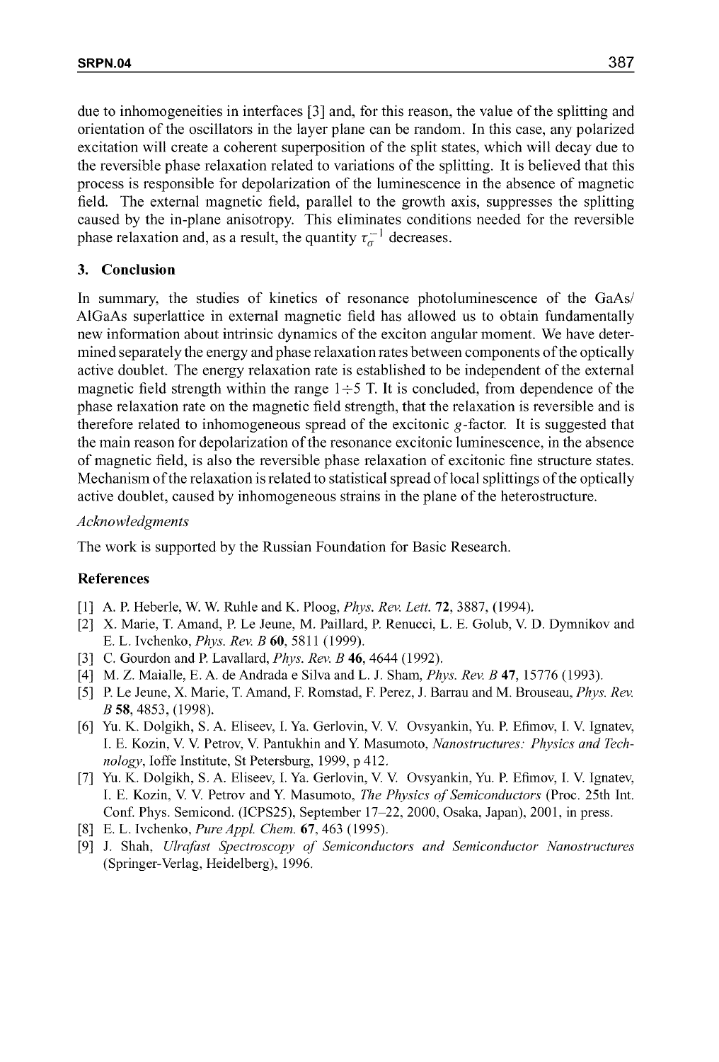due to inhomogeneities in interfaces [3] and, for this reason, the value of the splitting and orientation of the oscillators in the layer plane can be random. In this case, any polarized excitation will create a coherent superposition of the split states, which will decay due to the reversible phase relaxation related to variations of the splitting. It is believed that this process is responsible for depolarization of the luminescence in the absence of magnetic field. The external magnetic field, parallel to the growth axis, suppresses the splitting caused by the in-plane anisotropy. This eliminates conditions needed for the reversible phase relaxation and, as a result, the quantity $\tau_\sigma^{-1}$ decreases.

## 3. Conclusion

In summary, the studies of kinetics of resonance photoluminescence of the GaAs/AlGaAs superlattice in external magnetic field has allowed us to obtain fundamentally new information about intrinsic dynamics of the exciton angular moment. We have determined separately the energy and phase relaxation rates between components of the optically active doublet. The energy relaxation rate is established to be independent of the external magnetic field strength within the range $1 \div 5$ T. It is concluded, from dependence of the phase relaxation rate on the magnetic field strength, that the relaxation is reversible and is therefore related to inhomogeneous spread of the excitonic $g$-factor. It is suggested that the main reason for depolarization of the resonance excitonic luminescence, in the absence of magnetic field, is also the reversible phase relaxation of excitonic fine structure states. Mechanism of the relaxation is related to statistical spread of local splittings of the optically active doublet, caused by inhomogeneous strains in the plane of the heterostructure.

*Acknowledgments*

The work is supported by the Russian Foundation for Basic Research.

### References

[1] A. P. Heberle, W. W. Ruhle and K. Ploog, *Phys. Rev. Lett.* **72**, 3887, (1994).

[2] X. Marie, T. Amand, P. Le Jeune, M. Paillard, P. Renucci, L. E. Golub, V. D. Dymnikov and E. L. Ivchenko, *Phys. Rev. B* **60**, 5811 (1999).

[3] C. Gourdon and P. Lavallard, *Phys. Rev. B* **46**, 4644 (1992).

[4] M. Z. Maialle, E. A. de Andrada e Silva and L. J. Sham, *Phys. Rev. B* **47**, 15776 (1993).

[5] P. Le Jeune, X. Marie, T. Amand, F. Romstad, F. Perez, J. Barrau and M. Brouseau, *Phys. Rev. B* **58**, 4853, (1998).

[6] Yu. K. Dolgikh, S. A. Eliseev, I. Ya. Gerlovin, V. V. Ovsyankin, Yu. P. Efimov, I. V. Ignatev, I. E. Kozin, V. V. Petrov, V. Pantukhin and Y. Masumoto, *Nanostructures: Physics and Technology*, Ioffe Institute, St Petersburg, 1999, p 412.

[7] Yu. K. Dolgikh, S. A. Eliseev, I. Ya. Gerlovin, V. V. Ovsyankin, Yu. P. Efimov, I. V. Ignatev, I. E. Kozin, V. V. Petrov and Y. Masumoto, *The Physics of Semiconductors* (Proc. 25th Int. Conf. Phys. Semicond. (ICPS25), September 17–22, 2000, Osaka, Japan), 2001, in press.

[8] E. L. Ivchenko, *Pure Appl. Chem.* **67**, 463 (1995).

[9] J. Shah, *Ultrafast Spectroscopy of Semiconductors and Semiconductor Nanostructures* (Springer-Verlag, Heidelberg), 1996.